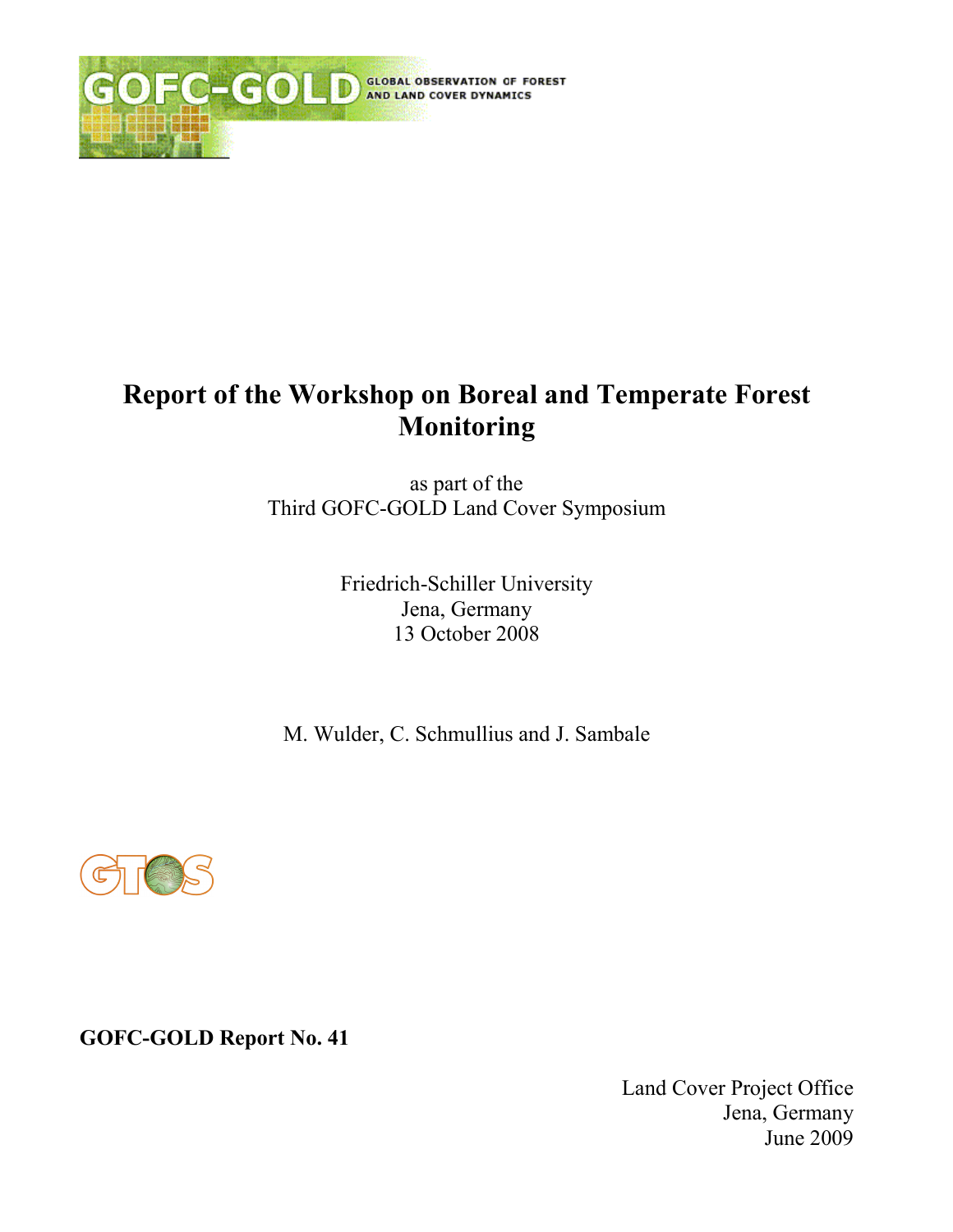GOFC-GOLD GLOBAL OBSERVATION OF FOREST AND LAND COVER DYNAMICS

# Report of the Workshop on Boreal and Temperate Forest Monitoring

as part of the
Third GOFC-GOLD Land Cover Symposium

Friedrich-Schiller University
Jena, Germany
13 October 2008

M. Wulder, C. Schmullius and J. Sambale

GTOS

**GOFC-GOLD Report No. 41**

Land Cover Project Office
Jena, Germany
June 2009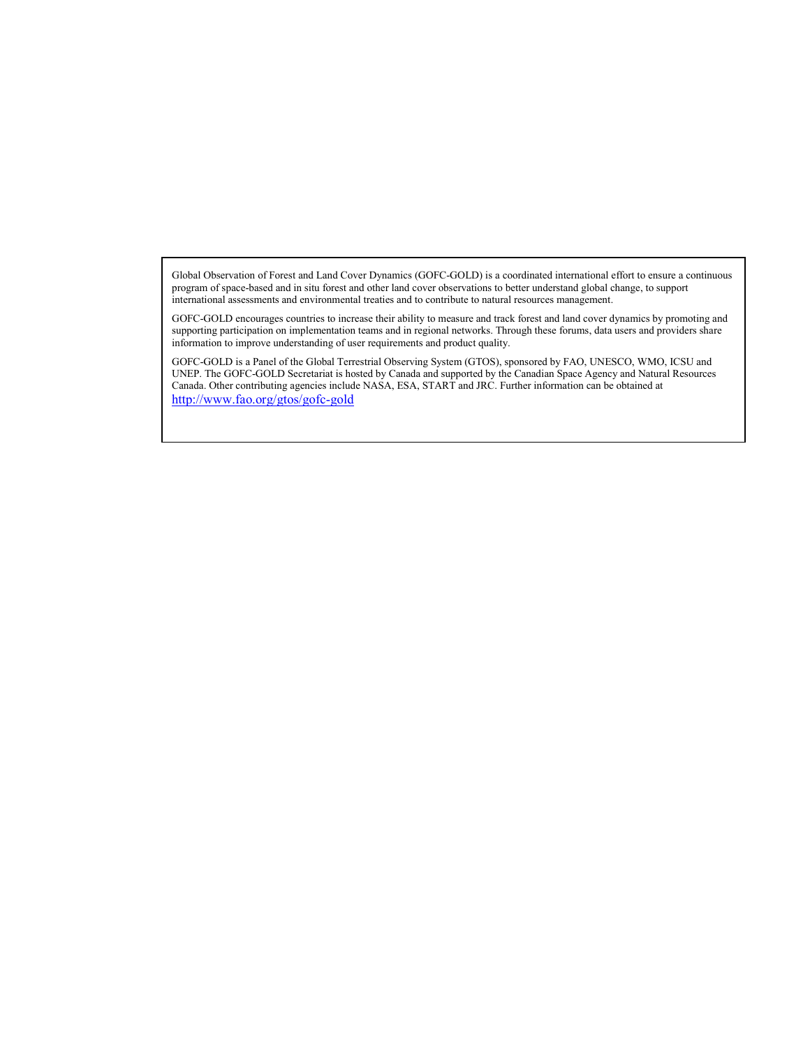Global Observation of Forest and Land Cover Dynamics (GOFC-GOLD) is a coordinated international effort to ensure a continuous program of space-based and in situ forest and other land cover observations to better understand global change, to support international assessments and environmental treaties and to contribute to natural resources management.

GOFC-GOLD encourages countries to increase their ability to measure and track forest and land cover dynamics by promoting and supporting participation on implementation teams and in regional networks. Through these forums, data users and providers share information to improve understanding of user requirements and product quality.

GOFC-GOLD is a Panel of the Global Terrestrial Observing System (GTOS), sponsored by FAO, UNESCO, WMO, ICSU and UNEP. The GOFC-GOLD Secretariat is hosted by Canada and supported by the Canadian Space Agency and Natural Resources Canada. Other contributing agencies include NASA, ESA, START and JRC. Further information can be obtained at http://www.fao.org/gtos/gofc-gold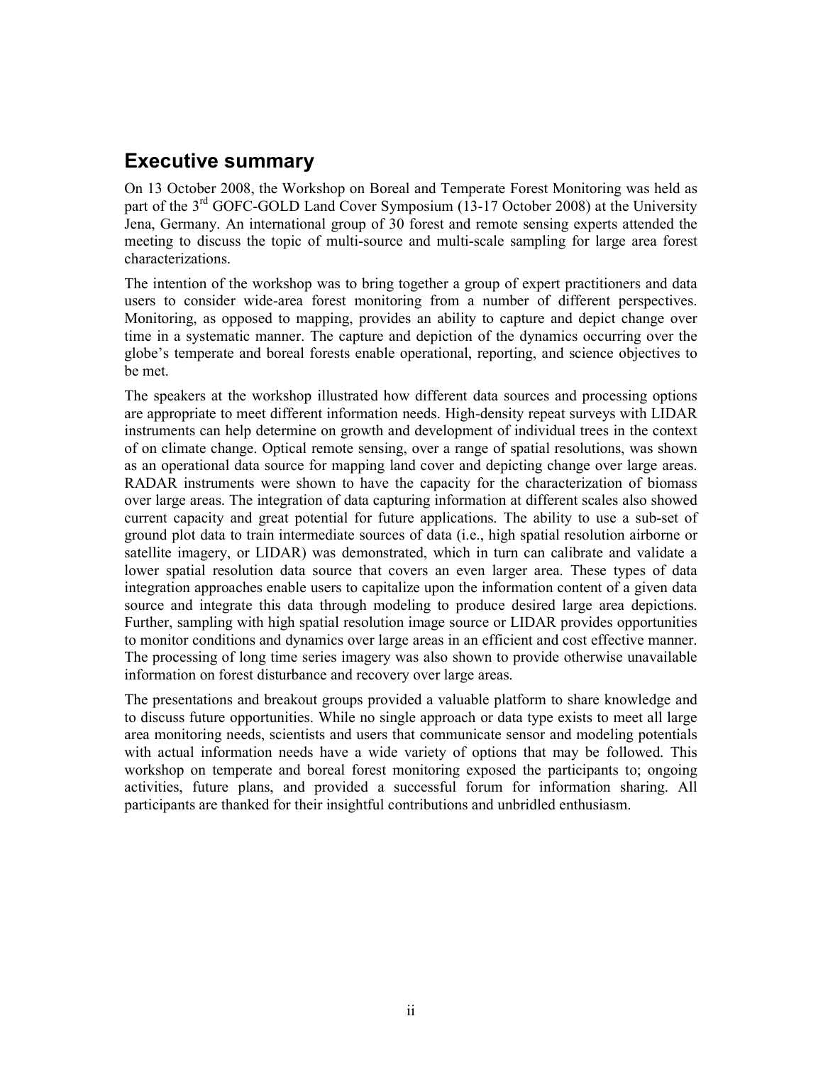## Executive summary

On 13 October 2008, the Workshop on Boreal and Temperate Forest Monitoring was held as part of the 3rd GOFC-GOLD Land Cover Symposium (13-17 October 2008) at the University Jena, Germany. An international group of 30 forest and remote sensing experts attended the meeting to discuss the topic of multi-source and multi-scale sampling for large area forest characterizations.

The intention of the workshop was to bring together a group of expert practitioners and data users to consider wide-area forest monitoring from a number of different perspectives. Monitoring, as opposed to mapping, provides an ability to capture and depict change over time in a systematic manner. The capture and depiction of the dynamics occurring over the globe's temperate and boreal forests enable operational, reporting, and science objectives to be met.

The speakers at the workshop illustrated how different data sources and processing options are appropriate to meet different information needs. High-density repeat surveys with LIDAR instruments can help determine on growth and development of individual trees in the context of on climate change. Optical remote sensing, over a range of spatial resolutions, was shown as an operational data source for mapping land cover and depicting change over large areas. RADAR instruments were shown to have the capacity for the characterization of biomass over large areas. The integration of data capturing information at different scales also showed current capacity and great potential for future applications. The ability to use a sub-set of ground plot data to train intermediate sources of data (i.e., high spatial resolution airborne or satellite imagery, or LIDAR) was demonstrated, which in turn can calibrate and validate a lower spatial resolution data source that covers an even larger area. These types of data integration approaches enable users to capitalize upon the information content of a given data source and integrate this data through modeling to produce desired large area depictions. Further, sampling with high spatial resolution image source or LIDAR provides opportunities to monitor conditions and dynamics over large areas in an efficient and cost effective manner. The processing of long time series imagery was also shown to provide otherwise unavailable information on forest disturbance and recovery over large areas.

The presentations and breakout groups provided a valuable platform to share knowledge and to discuss future opportunities. While no single approach or data type exists to meet all large area monitoring needs, scientists and users that communicate sensor and modeling potentials with actual information needs have a wide variety of options that may be followed. This workshop on temperate and boreal forest monitoring exposed the participants to; ongoing activities, future plans, and provided a successful forum for information sharing. All participants are thanked for their insightful contributions and unbridled enthusiasm.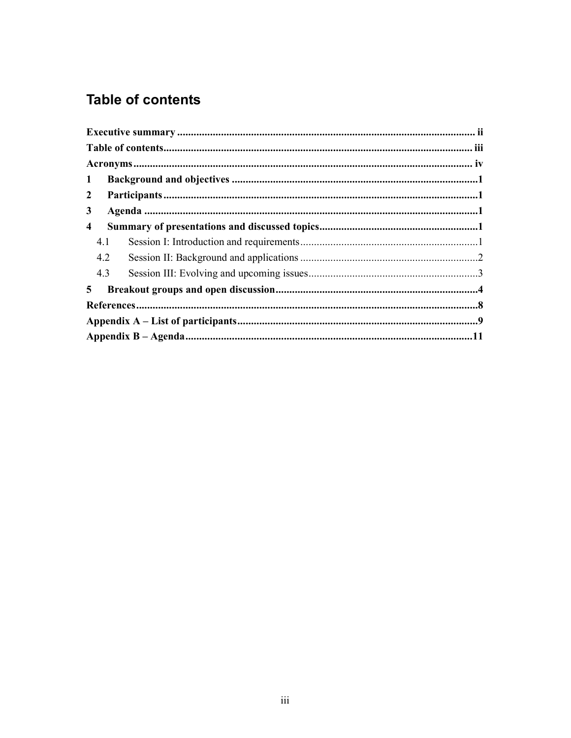# Table of contents

**Executive summary** ............................................................................................................ **ii**

**Table of contents**................................................................................................................ **iii**

**Acronyms** .......................................................................................................................... **iv**

**1 Background and objectives** .........................................................................................**1**

**2 Participants** ..................................................................................................................**1**

**3 Agenda** .........................................................................................................................**1**

**4 Summary of presentations and discussed topics**..........................................................**1**

4.1 Session I: Introduction and requirements.................................................................1

4.2 Session II: Background and applications .................................................................2

4.3 Session III: Evolving and upcoming issues..............................................................3

**5 Breakout groups and open discussion**..........................................................................**4**

**References**............................................................................................................................**8**

**Appendix A – List of participants**........................................................................................**9**

**Appendix B – Agenda**........................................................................................................**11**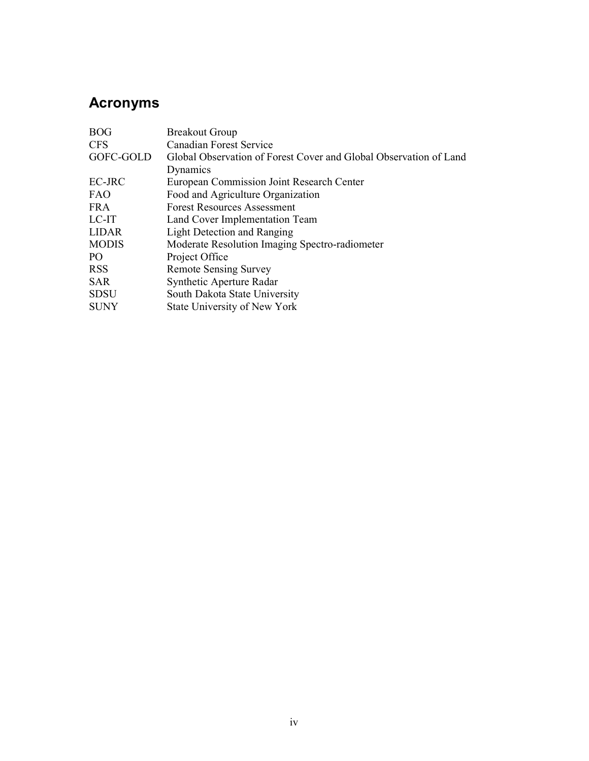## Acronyms

| | |
|---|---|
| BOG | Breakout Group |
| CFS | Canadian Forest Service |
| GOFC-GOLD | Global Observation of Forest Cover and Global Observation of Land Dynamics |
| EC-JRC | European Commission Joint Research Center |
| FAO | Food and Agriculture Organization |
| FRA | Forest Resources Assessment |
| LC-IT | Land Cover Implementation Team |
| LIDAR | Light Detection and Ranging |
| MODIS | Moderate Resolution Imaging Spectro-radiometer |
| PO | Project Office |
| RSS | Remote Sensing Survey |
| SAR | Synthetic Aperture Radar |
| SDSU | South Dakota State University |
| SUNY | State University of New York |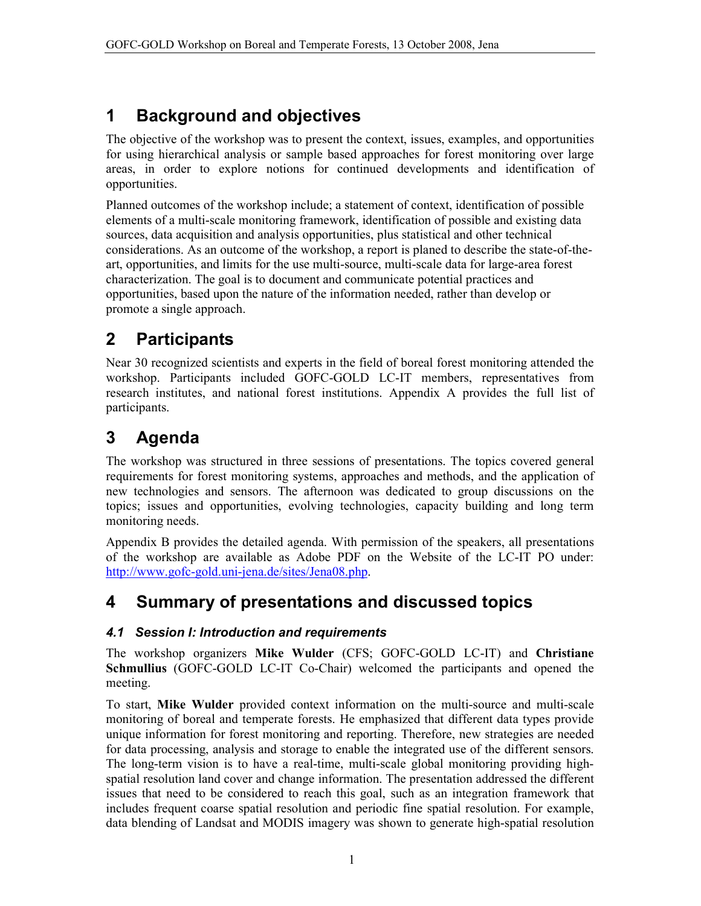# 1 Background and objectives

The objective of the workshop was to present the context, issues, examples, and opportunities for using hierarchical analysis or sample based approaches for forest monitoring over large areas, in order to explore notions for continued developments and identification of opportunities.

Planned outcomes of the workshop include; a statement of context, identification of possible elements of a multi-scale monitoring framework, identification of possible and existing data sources, data acquisition and analysis opportunities, plus statistical and other technical considerations. As an outcome of the workshop, a report is planed to describe the state-of-the-art, opportunities, and limits for the use multi-source, multi-scale data for large-area forest characterization. The goal is to document and communicate potential practices and opportunities, based upon the nature of the information needed, rather than develop or promote a single approach.

# 2 Participants

Near 30 recognized scientists and experts in the field of boreal forest monitoring attended the workshop. Participants included GOFC-GOLD LC-IT members, representatives from research institutes, and national forest institutions. Appendix A provides the full list of participants.

# 3 Agenda

The workshop was structured in three sessions of presentations. The topics covered general requirements for forest monitoring systems, approaches and methods, and the application of new technologies and sensors. The afternoon was dedicated to group discussions on the topics; issues and opportunities, evolving technologies, capacity building and long term monitoring needs.

Appendix B provides the detailed agenda. With permission of the speakers, all presentations of the workshop are available as Adobe PDF on the Website of the LC-IT PO under: http://www.gofc-gold.uni-jena.de/sites/Jena08.php.

# 4 Summary of presentations and discussed topics

## *4.1 Session I: Introduction and requirements*

The workshop organizers **Mike Wulder** (CFS; GOFC-GOLD LC-IT) and **Christiane Schmullius** (GOFC-GOLD LC-IT Co-Chair) welcomed the participants and opened the meeting.

To start, **Mike Wulder** provided context information on the multi-source and multi-scale monitoring of boreal and temperate forests. He emphasized that different data types provide unique information for forest monitoring and reporting. Therefore, new strategies are needed for data processing, analysis and storage to enable the integrated use of the different sensors. The long-term vision is to have a real-time, multi-scale global monitoring providing high-spatial resolution land cover and change information. The presentation addressed the different issues that need to be considered to reach this goal, such as an integration framework that includes frequent coarse spatial resolution and periodic fine spatial resolution. For example, data blending of Landsat and MODIS imagery was shown to generate high-spatial resolution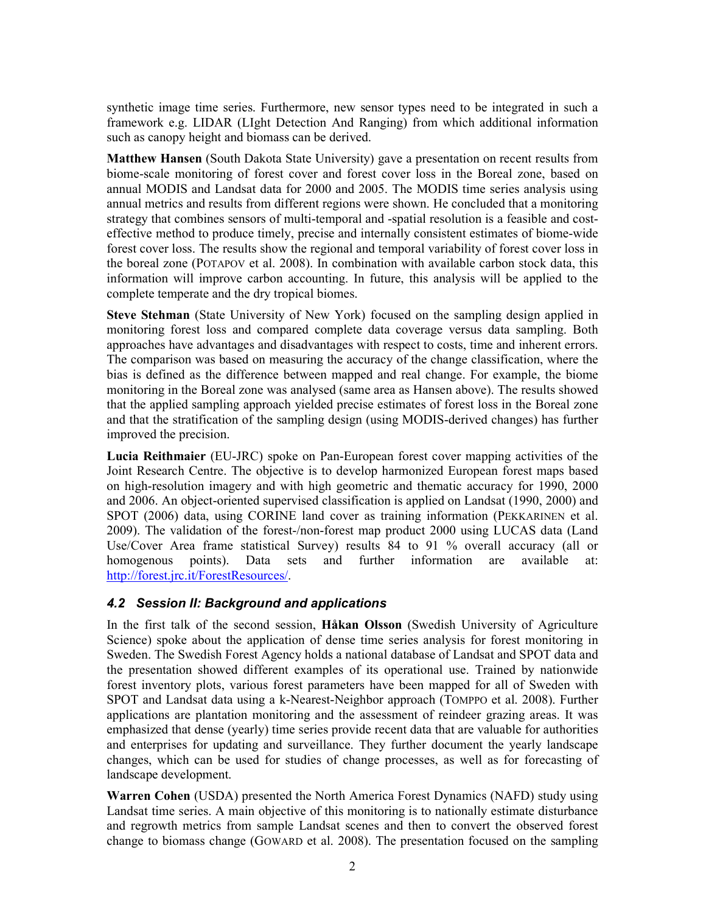synthetic image time series. Furthermore, new sensor types need to be integrated in such a framework e.g. LIDAR (LIght Detection And Ranging) from which additional information such as canopy height and biomass can be derived.

**Matthew Hansen** (South Dakota State University) gave a presentation on recent results from biome-scale monitoring of forest cover and forest cover loss in the Boreal zone, based on annual MODIS and Landsat data for 2000 and 2005. The MODIS time series analysis using annual metrics and results from different regions were shown. He concluded that a monitoring strategy that combines sensors of multi-temporal and -spatial resolution is a feasible and cost-effective method to produce timely, precise and internally consistent estimates of biome-wide forest cover loss. The results show the regional and temporal variability of forest cover loss in the boreal zone (POTAPOV et al. 2008). In combination with available carbon stock data, this information will improve carbon accounting. In future, this analysis will be applied to the complete temperate and the dry tropical biomes.

**Steve Stehman** (State University of New York) focused on the sampling design applied in monitoring forest loss and compared complete data coverage versus data sampling. Both approaches have advantages and disadvantages with respect to costs, time and inherent errors. The comparison was based on measuring the accuracy of the change classification, where the bias is defined as the difference between mapped and real change. For example, the biome monitoring in the Boreal zone was analysed (same area as Hansen above). The results showed that the applied sampling approach yielded precise estimates of forest loss in the Boreal zone and that the stratification of the sampling design (using MODIS-derived changes) has further improved the precision.

**Lucia Reithmaier** (EU-JRC) spoke on Pan-European forest cover mapping activities of the Joint Research Centre. The objective is to develop harmonized European forest maps based on high-resolution imagery and with high geometric and thematic accuracy for 1990, 2000 and 2006. An object-oriented supervised classification is applied on Landsat (1990, 2000) and SPOT (2006) data, using CORINE land cover as training information (PEKKARINEN et al. 2009). The validation of the forest-/non-forest map product 2000 using LUCAS data (Land Use/Cover Area frame statistical Survey) results 84 to 91 % overall accuracy (all or homogenous points). Data sets and further information are available at: http://forest.jrc.it/ForestResources/.

### *4.2 Session II: Background and applications*

In the first talk of the second session, **Håkan Olsson** (Swedish University of Agriculture Science) spoke about the application of dense time series analysis for forest monitoring in Sweden. The Swedish Forest Agency holds a national database of Landsat and SPOT data and the presentation showed different examples of its operational use. Trained by nationwide forest inventory plots, various forest parameters have been mapped for all of Sweden with SPOT and Landsat data using a k-Nearest-Neighbor approach (TOMPPO et al. 2008). Further applications are plantation monitoring and the assessment of reindeer grazing areas. It was emphasized that dense (yearly) time series provide recent data that are valuable for authorities and enterprises for updating and surveillance. They further document the yearly landscape changes, which can be used for studies of change processes, as well as for forecasting of landscape development.

**Warren Cohen** (USDA) presented the North America Forest Dynamics (NAFD) study using Landsat time series. A main objective of this monitoring is to nationally estimate disturbance and regrowth metrics from sample Landsat scenes and then to convert the observed forest change to biomass change (GOWARD et al. 2008). The presentation focused on the sampling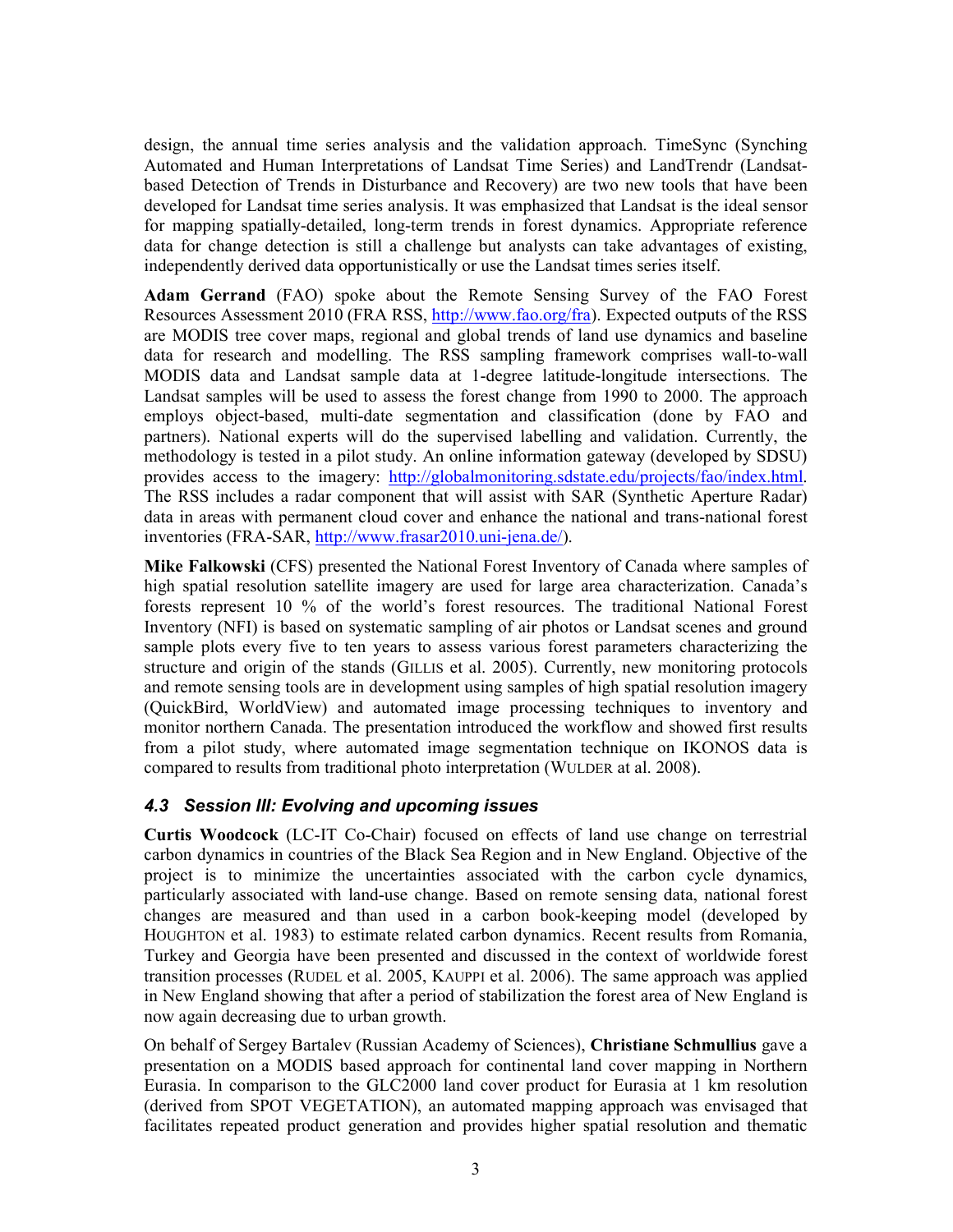design, the annual time series analysis and the validation approach. TimeSync (Synching Automated and Human Interpretations of Landsat Time Series) and LandTrendr (Landsat-based Detection of Trends in Disturbance and Recovery) are two new tools that have been developed for Landsat time series analysis. It was emphasized that Landsat is the ideal sensor for mapping spatially-detailed, long-term trends in forest dynamics. Appropriate reference data for change detection is still a challenge but analysts can take advantages of existing, independently derived data opportunistically or use the Landsat times series itself.

**Adam Gerrand** (FAO) spoke about the Remote Sensing Survey of the FAO Forest Resources Assessment 2010 (FRA RSS, http://www.fao.org/fra). Expected outputs of the RSS are MODIS tree cover maps, regional and global trends of land use dynamics and baseline data for research and modelling. The RSS sampling framework comprises wall-to-wall MODIS data and Landsat sample data at 1-degree latitude-longitude intersections. The Landsat samples will be used to assess the forest change from 1990 to 2000. The approach employs object-based, multi-date segmentation and classification (done by FAO and partners). National experts will do the supervised labelling and validation. Currently, the methodology is tested in a pilot study. An online information gateway (developed by SDSU) provides access to the imagery: http://globalmonitoring.sdstate.edu/projects/fao/index.html. The RSS includes a radar component that will assist with SAR (Synthetic Aperture Radar) data in areas with permanent cloud cover and enhance the national and trans-national forest inventories (FRA-SAR, http://www.frasar2010.uni-jena.de/).

**Mike Falkowski** (CFS) presented the National Forest Inventory of Canada where samples of high spatial resolution satellite imagery are used for large area characterization. Canada's forests represent 10 % of the world's forest resources. The traditional National Forest Inventory (NFI) is based on systematic sampling of air photos or Landsat scenes and ground sample plots every five to ten years to assess various forest parameters characterizing the structure and origin of the stands (GILLIS et al. 2005). Currently, new monitoring protocols and remote sensing tools are in development using samples of high spatial resolution imagery (QuickBird, WorldView) and automated image processing techniques to inventory and monitor northern Canada. The presentation introduced the workflow and showed first results from a pilot study, where automated image segmentation technique on IKONOS data is compared to results from traditional photo interpretation (WULDER at al. 2008).

### *4.3 Session III: Evolving and upcoming issues*

**Curtis Woodcock** (LC-IT Co-Chair) focused on effects of land use change on terrestrial carbon dynamics in countries of the Black Sea Region and in New England. Objective of the project is to minimize the uncertainties associated with the carbon cycle dynamics, particularly associated with land-use change. Based on remote sensing data, national forest changes are measured and than used in a carbon book-keeping model (developed by HOUGHTON et al. 1983) to estimate related carbon dynamics. Recent results from Romania, Turkey and Georgia have been presented and discussed in the context of worldwide forest transition processes (RUDEL et al. 2005, KAUPPI et al. 2006). The same approach was applied in New England showing that after a period of stabilization the forest area of New England is now again decreasing due to urban growth.

On behalf of Sergey Bartalev (Russian Academy of Sciences), **Christiane Schmullius** gave a presentation on a MODIS based approach for continental land cover mapping in Northern Eurasia. In comparison to the GLC2000 land cover product for Eurasia at 1 km resolution (derived from SPOT VEGETATION), an automated mapping approach was envisaged that facilitates repeated product generation and provides higher spatial resolution and thematic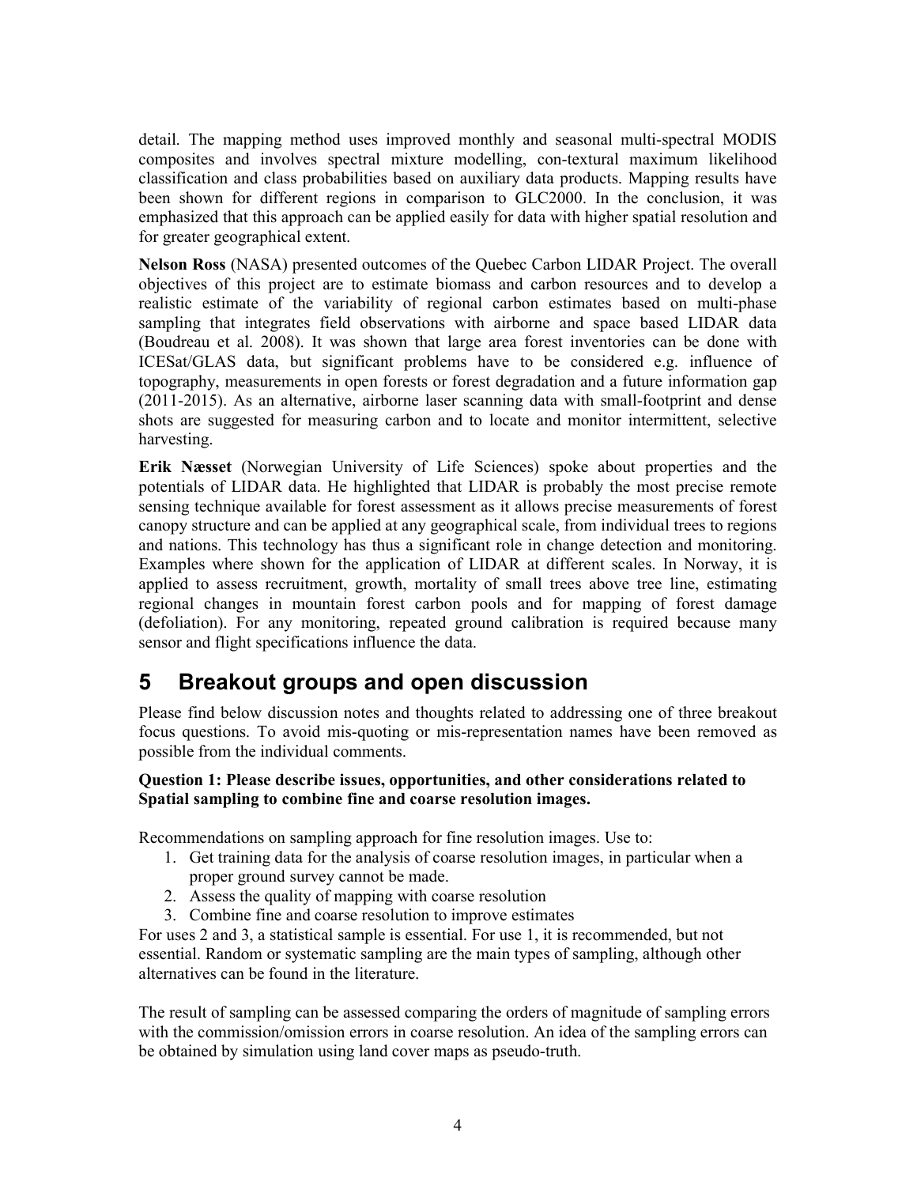detail. The mapping method uses improved monthly and seasonal multi-spectral MODIS composites and involves spectral mixture modelling, con-textural maximum likelihood classification and class probabilities based on auxiliary data products. Mapping results have been shown for different regions in comparison to GLC2000. In the conclusion, it was emphasized that this approach can be applied easily for data with higher spatial resolution and for greater geographical extent.

**Nelson Ross** (NASA) presented outcomes of the Quebec Carbon LIDAR Project. The overall objectives of this project are to estimate biomass and carbon resources and to develop a realistic estimate of the variability of regional carbon estimates based on multi-phase sampling that integrates field observations with airborne and space based LIDAR data (Boudreau et al. 2008). It was shown that large area forest inventories can be done with ICESat/GLAS data, but significant problems have to be considered e.g. influence of topography, measurements in open forests or forest degradation and a future information gap (2011-2015). As an alternative, airborne laser scanning data with small-footprint and dense shots are suggested for measuring carbon and to locate and monitor intermittent, selective harvesting.

**Erik Næsset** (Norwegian University of Life Sciences) spoke about properties and the potentials of LIDAR data. He highlighted that LIDAR is probably the most precise remote sensing technique available for forest assessment as it allows precise measurements of forest canopy structure and can be applied at any geographical scale, from individual trees to regions and nations. This technology has thus a significant role in change detection and monitoring. Examples where shown for the application of LIDAR at different scales. In Norway, it is applied to assess recruitment, growth, mortality of small trees above tree line, estimating regional changes in mountain forest carbon pools and for mapping of forest damage (defoliation). For any monitoring, repeated ground calibration is required because many sensor and flight specifications influence the data.

# 5 Breakout groups and open discussion

Please find below discussion notes and thoughts related to addressing one of three breakout focus questions. To avoid mis-quoting or mis-representation names have been removed as possible from the individual comments.

**Question 1: Please describe issues, opportunities, and other considerations related to Spatial sampling to combine fine and coarse resolution images.**

Recommendations on sampling approach for fine resolution images. Use to:

1. Get training data for the analysis of coarse resolution images, in particular when a proper ground survey cannot be made.
2. Assess the quality of mapping with coarse resolution
3. Combine fine and coarse resolution to improve estimates

For uses 2 and 3, a statistical sample is essential. For use 1, it is recommended, but not essential. Random or systematic sampling are the main types of sampling, although other alternatives can be found in the literature.

The result of sampling can be assessed comparing the orders of magnitude of sampling errors with the commission/omission errors in coarse resolution. An idea of the sampling errors can be obtained by simulation using land cover maps as pseudo-truth.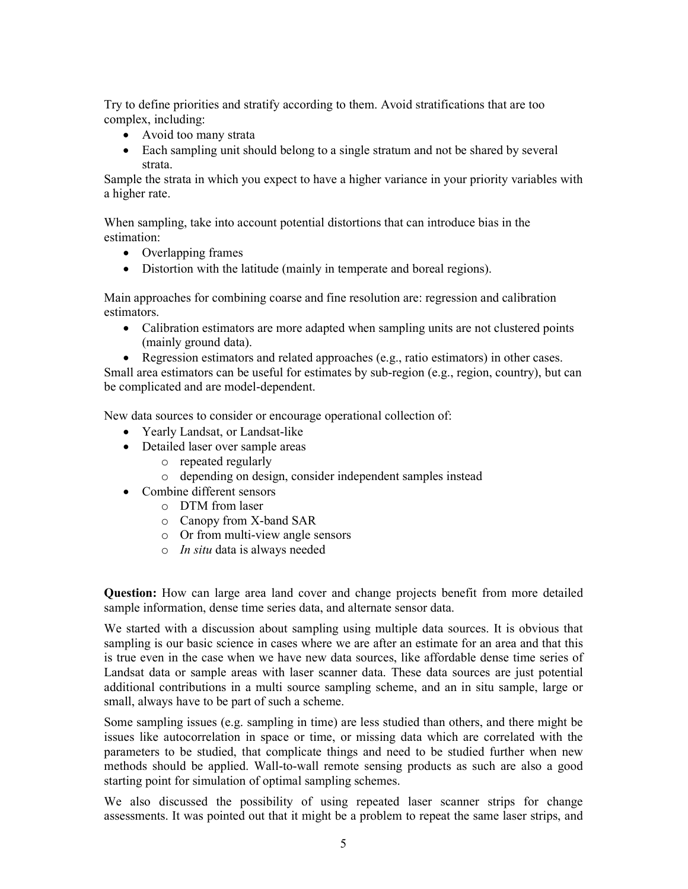Try to define priorities and stratify according to them. Avoid stratifications that are too complex, including:

- Avoid too many strata
- Each sampling unit should belong to a single stratum and not be shared by several strata.

Sample the strata in which you expect to have a higher variance in your priority variables with a higher rate.

When sampling, take into account potential distortions that can introduce bias in the estimation:

- Overlapping frames
- Distortion with the latitude (mainly in temperate and boreal regions).

Main approaches for combining coarse and fine resolution are: regression and calibration estimators.

- Calibration estimators are more adapted when sampling units are not clustered points (mainly ground data).
- Regression estimators and related approaches (e.g., ratio estimators) in other cases.

Small area estimators can be useful for estimates by sub-region (e.g., region, country), but can be complicated and are model-dependent.

New data sources to consider or encourage operational collection of:

- Yearly Landsat, or Landsat-like
- Detailed laser over sample areas
  - repeated regularly
  - depending on design, consider independent samples instead
- Combine different sensors
  - DTM from laser
  - Canopy from X-band SAR
  - Or from multi-view angle sensors
  - *In situ* data is always needed

**Question:** How can large area land cover and change projects benefit from more detailed sample information, dense time series data, and alternate sensor data.

We started with a discussion about sampling using multiple data sources. It is obvious that sampling is our basic science in cases where we are after an estimate for an area and that this is true even in the case when we have new data sources, like affordable dense time series of Landsat data or sample areas with laser scanner data. These data sources are just potential additional contributions in a multi source sampling scheme, and an in situ sample, large or small, always have to be part of such a scheme.

Some sampling issues (e.g. sampling in time) are less studied than others, and there might be issues like autocorrelation in space or time, or missing data which are correlated with the parameters to be studied, that complicate things and need to be studied further when new methods should be applied. Wall-to-wall remote sensing products as such are also a good starting point for simulation of optimal sampling schemes.

We also discussed the possibility of using repeated laser scanner strips for change assessments. It was pointed out that it might be a problem to repeat the same laser strips, and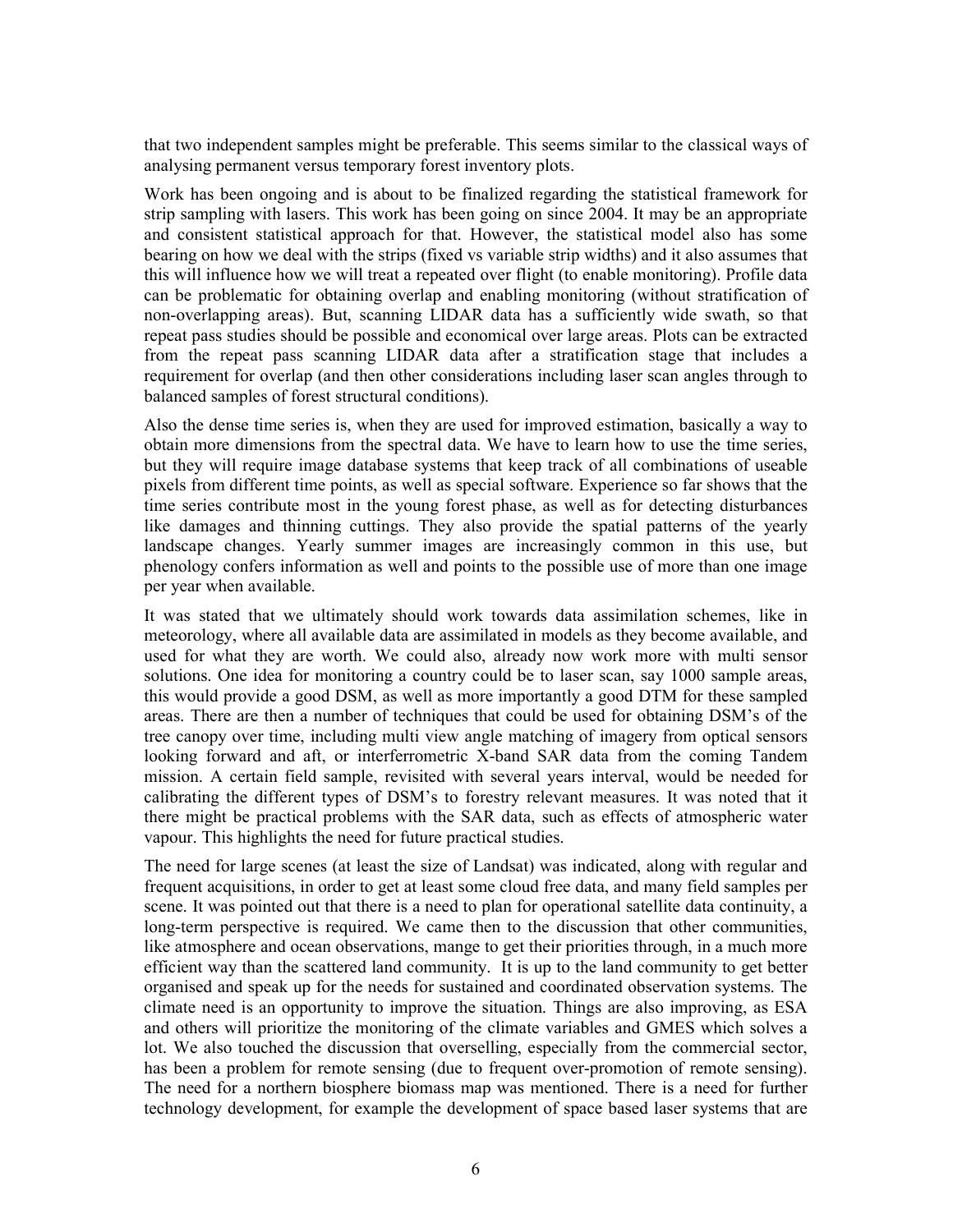that two independent samples might be preferable. This seems similar to the classical ways of analysing permanent versus temporary forest inventory plots.

Work has been ongoing and is about to be finalized regarding the statistical framework for strip sampling with lasers. This work has been going on since 2004. It may be an appropriate and consistent statistical approach for that. However, the statistical model also has some bearing on how we deal with the strips (fixed vs variable strip widths) and it also assumes that this will influence how we will treat a repeated over flight (to enable monitoring). Profile data can be problematic for obtaining overlap and enabling monitoring (without stratification of non-overlapping areas). But, scanning LIDAR data has a sufficiently wide swath, so that repeat pass studies should be possible and economical over large areas. Plots can be extracted from the repeat pass scanning LIDAR data after a stratification stage that includes a requirement for overlap (and then other considerations including laser scan angles through to balanced samples of forest structural conditions).

Also the dense time series is, when they are used for improved estimation, basically a way to obtain more dimensions from the spectral data. We have to learn how to use the time series, but they will require image database systems that keep track of all combinations of useable pixels from different time points, as well as special software. Experience so far shows that the time series contribute most in the young forest phase, as well as for detecting disturbances like damages and thinning cuttings. They also provide the spatial patterns of the yearly landscape changes. Yearly summer images are increasingly common in this use, but phenology confers information as well and points to the possible use of more than one image per year when available.

It was stated that we ultimately should work towards data assimilation schemes, like in meteorology, where all available data are assimilated in models as they become available, and used for what they are worth. We could also, already now work more with multi sensor solutions. One idea for monitoring a country could be to laser scan, say 1000 sample areas, this would provide a good DSM, as well as more importantly a good DTM for these sampled areas. There are then a number of techniques that could be used for obtaining DSM's of the tree canopy over time, including multi view angle matching of imagery from optical sensors looking forward and aft, or interferrometric X-band SAR data from the coming Tandem mission. A certain field sample, revisited with several years interval, would be needed for calibrating the different types of DSM's to forestry relevant measures. It was noted that it there might be practical problems with the SAR data, such as effects of atmospheric water vapour. This highlights the need for future practical studies.

The need for large scenes (at least the size of Landsat) was indicated, along with regular and frequent acquisitions, in order to get at least some cloud free data, and many field samples per scene. It was pointed out that there is a need to plan for operational satellite data continuity, a long-term perspective is required. We came then to the discussion that other communities, like atmosphere and ocean observations, mange to get their priorities through, in a much more efficient way than the scattered land community. It is up to the land community to get better organised and speak up for the needs for sustained and coordinated observation systems. The climate need is an opportunity to improve the situation. Things are also improving, as ESA and others will prioritize the monitoring of the climate variables and GMES which solves a lot. We also touched the discussion that overselling, especially from the commercial sector, has been a problem for remote sensing (due to frequent over-promotion of remote sensing). The need for a northern biosphere biomass map was mentioned. There is a need for further technology development, for example the development of space based laser systems that are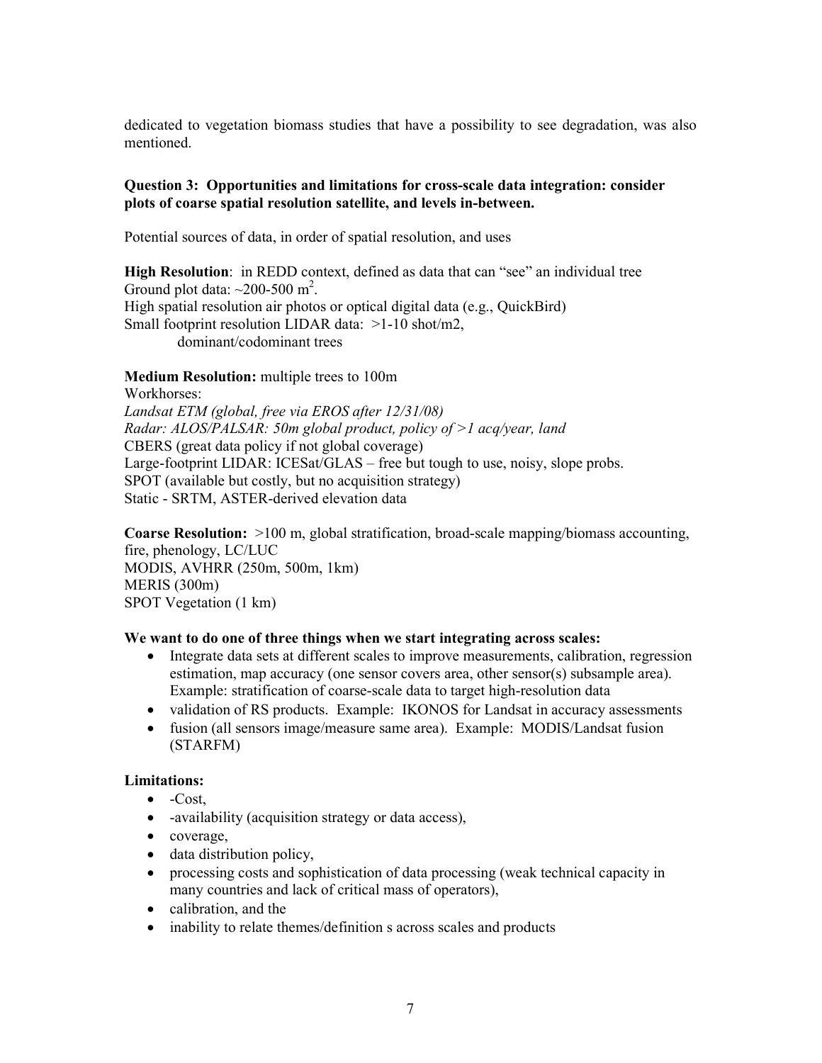dedicated to vegetation biomass studies that have a possibility to see degradation, was also mentioned.

**Question 3: Opportunities and limitations for cross-scale data integration: consider plots of coarse spatial resolution satellite, and levels in-between.**

Potential sources of data, in order of spatial resolution, and uses

**High Resolution**: in REDD context, defined as data that can "see" an individual tree
Ground plot data: ~200-500 $m^2$.
High spatial resolution air photos or optical digital data (e.g., QuickBird)
Small footprint resolution LIDAR data: >1-10 shot/m2,
dominant/codominant trees

**Medium Resolution:** multiple trees to 100m
Workhorses:
*Landsat ETM (global, free via EROS after 12/31/08)*
*Radar: ALOS/PALSAR: 50m global product, policy of >1 acq/year, land*
CBERS (great data policy if not global coverage)
Large-footprint LIDAR: ICESat/GLAS – free but tough to use, noisy, slope probs.
SPOT (available but costly, but no acquisition strategy)
Static - SRTM, ASTER-derived elevation data

**Coarse Resolution:** >100 m, global stratification, broad-scale mapping/biomass accounting, fire, phenology, LC/LUC
MODIS, AVHRR (250m, 500m, 1km)
MERIS (300m)
SPOT Vegetation (1 km)

**We want to do one of three things when we start integrating across scales:**

- Integrate data sets at different scales to improve measurements, calibration, regression estimation, map accuracy (one sensor covers area, other sensor(s) subsample area). Example: stratification of coarse-scale data to target high-resolution data
- validation of RS products. Example: IKONOS for Landsat in accuracy assessments
- fusion (all sensors image/measure same area). Example: MODIS/Landsat fusion (STARFM)

**Limitations:**

- -Cost,
- -availability (acquisition strategy or data access),
- coverage,
- data distribution policy,
- processing costs and sophistication of data processing (weak technical capacity in many countries and lack of critical mass of operators),
- calibration, and the
- inability to relate themes/definition s across scales and products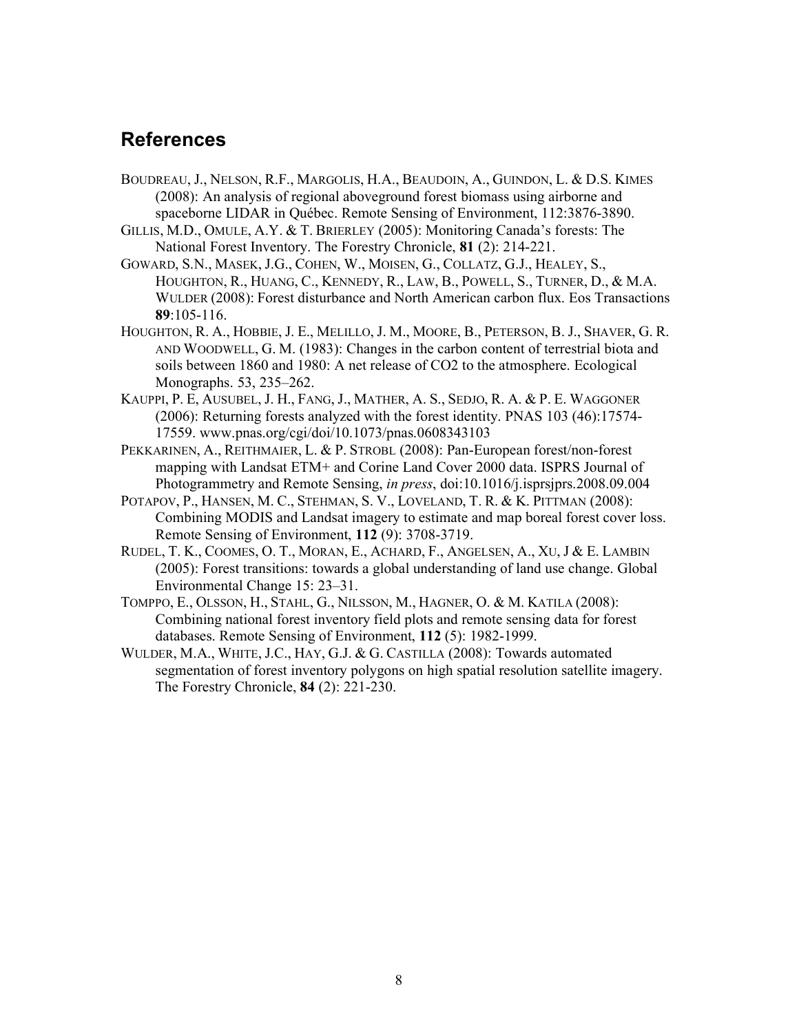## References

BOUDREAU, J., NELSON, R.F., MARGOLIS, H.A., BEAUDOIN, A., GUINDON, L. & D.S. KIMES (2008): An analysis of regional aboveground forest biomass using airborne and spaceborne LIDAR in Québec. Remote Sensing of Environment, 112:3876-3890.

GILLIS, M.D., OMULE, A.Y. & T. BRIERLEY (2005): Monitoring Canada's forests: The National Forest Inventory. The Forestry Chronicle, **81** (2): 214-221.

GOWARD, S.N., MASEK, J.G., COHEN, W., MOISEN, G., COLLATZ, G.J., HEALEY, S., HOUGHTON, R., HUANG, C., KENNEDY, R., LAW, B., POWELL, S., TURNER, D., & M.A. WULDER (2008): Forest disturbance and North American carbon flux. Eos Transactions **89**:105-116.

HOUGHTON, R. A., HOBBIE, J. E., MELILLO, J. M., MOORE, B., PETERSON, B. J., SHAVER, G. R. AND WOODWELL, G. M. (1983): Changes in the carbon content of terrestrial biota and soils between 1860 and 1980: A net release of CO2 to the atmosphere. Ecological Monographs. 53, 235–262.

KAUPPI, P. E, AUSUBEL, J. H., FANG, J., MATHER, A. S., SEDJO, R. A. & P. E. WAGGONER (2006): Returning forests analyzed with the forest identity. PNAS 103 (46):17574-17559. www.pnas.org/cgi/doi/10.1073/pnas.0608343103

PEKKARINEN, A., REITHMAIER, L. & P. STROBL (2008): Pan-European forest/non-forest mapping with Landsat ETM+ and Corine Land Cover 2000 data. ISPRS Journal of Photogrammetry and Remote Sensing, *in press*, doi:10.1016/j.isprsjprs.2008.09.004

POTAPOV, P., HANSEN, M. C., STEHMAN, S. V., LOVELAND, T. R. & K. PITTMAN (2008): Combining MODIS and Landsat imagery to estimate and map boreal forest cover loss. Remote Sensing of Environment, **112** (9): 3708-3719.

RUDEL, T. K., COOMES, O. T., MORAN, E., ACHARD, F., ANGELSEN, A., XU, J & E. LAMBIN (2005): Forest transitions: towards a global understanding of land use change. Global Environmental Change 15: 23–31.

TOMPPO, E., OLSSON, H., STAHL, G., NILSSON, M., HAGNER, O. & M. KATILA (2008): Combining national forest inventory field plots and remote sensing data for forest databases. Remote Sensing of Environment, **112** (5): 1982-1999.

WULDER, M.A., WHITE, J.C., HAY, G.J. & G. CASTILLA (2008): Towards automated segmentation of forest inventory polygons on high spatial resolution satellite imagery. The Forestry Chronicle, **84** (2): 221-230.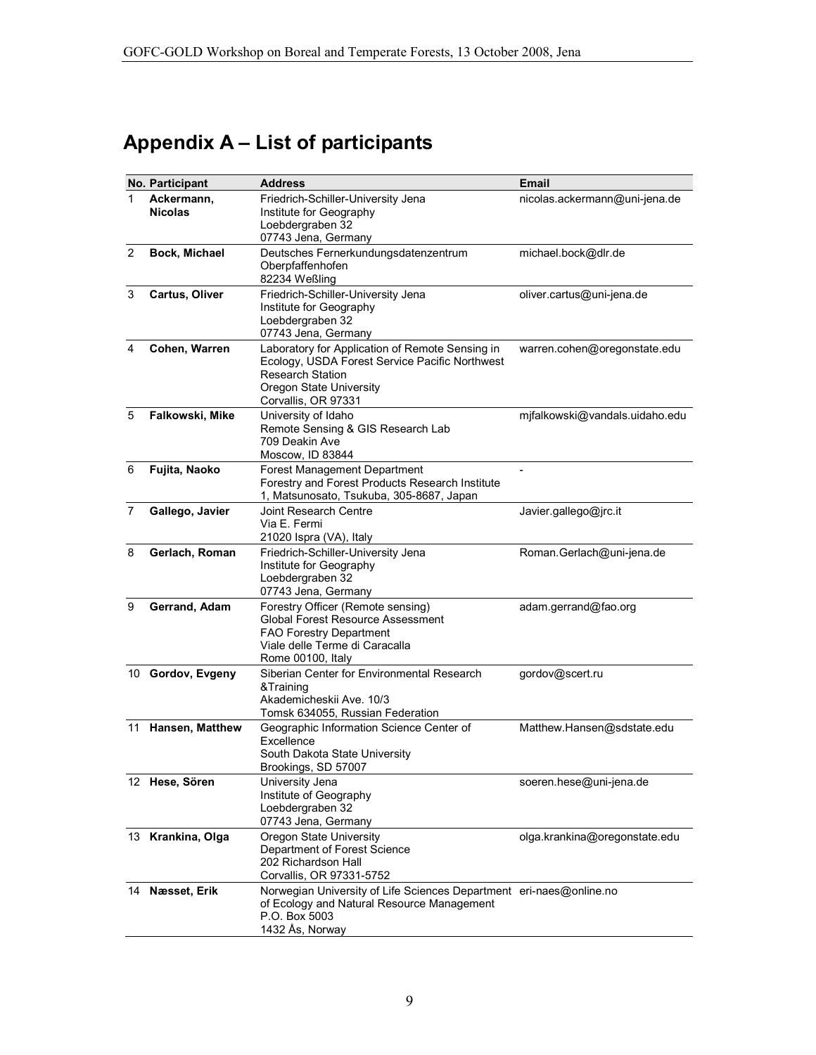# Appendix A – List of participants

| No. | Participant | Address | Email |
|---|---|---|---|
| 1 | **Ackermann, Nicolas** | Friedrich-Schiller-University Jena<br>Institute for Geography<br>Loebdergraben 32<br>07743 Jena, Germany | nicolas.ackermann@uni-jena.de |
| 2 | **Bock, Michael** | Deutsches Fernerkundungsdatenzentrum<br>Oberpfaffenhofen<br>82234 Weßling | michael.bock@dlr.de |
| 3 | **Cartus, Oliver** | Friedrich-Schiller-University Jena<br>Institute for Geography<br>Loebdergraben 32<br>07743 Jena, Germany | oliver.cartus@uni-jena.de |
| 4 | **Cohen, Warren** | Laboratory for Application of Remote Sensing in Ecology, USDA Forest Service Pacific Northwest Research Station<br>Oregon State University<br>Corvallis, OR 97331 | warren.cohen@oregonstate.edu |
| 5 | **Falkowski, Mike** | University of Idaho<br>Remote Sensing & GIS Research Lab<br>709 Deakin Ave<br>Moscow, ID 83844 | mjfalkowski@vandals.uidaho.edu |
| 6 | **Fujita, Naoko** | Forest Management Department<br>Forestry and Forest Products Research Institute<br>1, Matsunosato, Tsukuba, 305-8687, Japan | - |
| 7 | **Gallego, Javier** | Joint Research Centre<br>Via E. Fermi<br>21020 Ispra (VA), Italy | Javier.gallego@jrc.it |
| 8 | **Gerlach, Roman** | Friedrich-Schiller-University Jena<br>Institute for Geography<br>Loebdergraben 32<br>07743 Jena, Germany | Roman.Gerlach@uni-jena.de |
| 9 | **Gerrand, Adam** | Forestry Officer (Remote sensing)<br>Global Forest Resource Assessment<br>FAO Forestry Department<br>Viale delle Terme di Caracalla<br>Rome 00100, Italy | adam.gerrand@fao.org |
| 10 | **Gordov, Evgeny** | Siberian Center for Environmental Research &Training<br>Akademicheskii Ave. 10/3<br>Tomsk 634055, Russian Federation | gordov@scert.ru |
| 11 | **Hansen, Matthew** | Geographic Information Science Center of Excellence<br>South Dakota State University<br>Brookings, SD 57007 | Matthew.Hansen@sdstate.edu |
| 12 | **Hese, Sören** | University Jena<br>Institute of Geography<br>Loebdergraben 32<br>07743 Jena, Germany | soeren.hese@uni-jena.de |
| 13 | **Krankina, Olga** | Oregon State University<br>Department of Forest Science<br>202 Richardson Hall<br>Corvallis, OR 97331-5752 | olga.krankina@oregonstate.edu |
| 14 | **Næsset, Erik** | Norwegian University of Life Sciences Department of Ecology and Natural Resource Management<br>P.O. Box 5003<br>1432 Ås, Norway | eri-naes@online.no |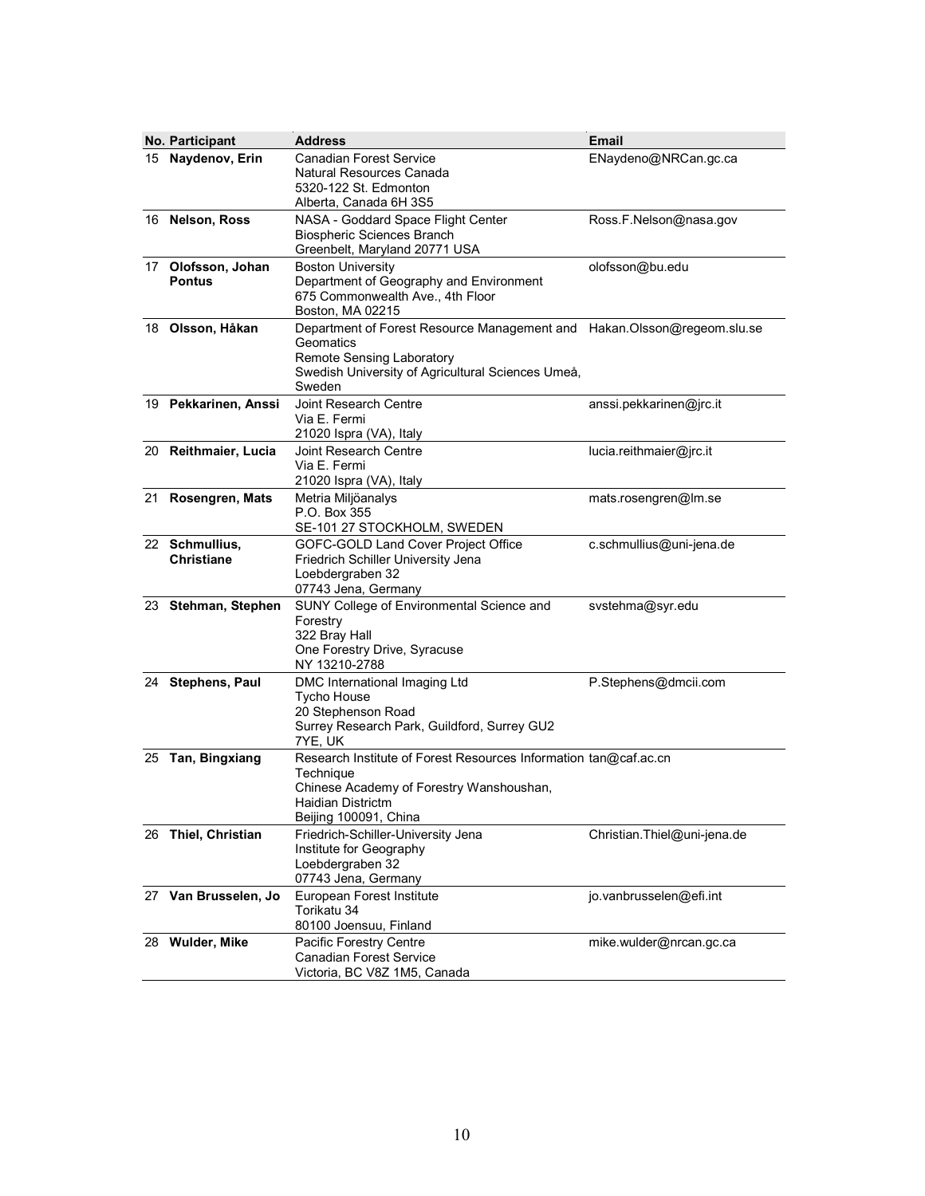| No. | Participant | Address | Email |
|---|---|---|---|
| 15 | **Naydenov, Erin** | Canadian Forest Service<br>Natural Resources Canada<br>5320-122 St. Edmonton<br>Alberta, Canada 6H 3S5 | ENaydeno@NRCan.gc.ca |
| 16 | **Nelson, Ross** | NASA - Goddard Space Flight Center<br>Biospheric Sciences Branch<br>Greenbelt, Maryland 20771 USA | Ross.F.Nelson@nasa.gov |
| 17 | **Olofsson, Johan Pontus** | Boston University<br>Department of Geography and Environment<br>675 Commonwealth Ave., 4th Floor<br>Boston, MA 02215 | olofsson@bu.edu |
| 18 | **Olsson, Håkan** | Department of Forest Resource Management and Geomatics<br>Remote Sensing Laboratory<br>Swedish University of Agricultural Sciences Umeå, Sweden | Hakan.Olsson@regeom.slu.se |
| 19 | **Pekkarinen, Anssi** | Joint Research Centre<br>Via E. Fermi<br>21020 Ispra (VA), Italy | anssi.pekkarinen@jrc.it |
| 20 | **Reithmaier, Lucia** | Joint Research Centre<br>Via E. Fermi<br>21020 Ispra (VA), Italy | lucia.reithmaier@jrc.it |
| 21 | **Rosengren, Mats** | Metria Miljöanalys<br>P.O. Box 355<br>SE-101 27 STOCKHOLM, SWEDEN | mats.rosengren@lm.se |
| 22 | **Schmullius, Christiane** | GOFC-GOLD Land Cover Project Office<br>Friedrich Schiller University Jena<br>Loebdergraben 32<br>07743 Jena, Germany | c.schmullius@uni-jena.de |
| 23 | **Stehman, Stephen** | SUNY College of Environmental Science and Forestry<br>322 Bray Hall<br>One Forestry Drive, Syracuse<br>NY 13210-2788 | svstehma@syr.edu |
| 24 | **Stephens, Paul** | DMC International Imaging Ltd<br>Tycho House<br>20 Stephenson Road<br>Surrey Research Park, Guildford, Surrey GU2 7YE, UK | P.Stephens@dmcii.com |
| 25 | **Tan, Bingxiang** | Research Institute of Forest Resources Information Technique<br>Chinese Academy of Forestry Wanshoushan, Haidian Districtm<br>Beijing 100091, China | tan@caf.ac.cn |
| 26 | **Thiel, Christian** | Friedrich-Schiller-University Jena<br>Institute for Geography<br>Loebdergraben 32<br>07743 Jena, Germany | Christian.Thiel@uni-jena.de |
| 27 | **Van Brusselen, Jo** | European Forest Institute<br>Torikatu 34<br>80100 Joensuu, Finland | jo.vanbrusselen@efi.int |
| 28 | **Wulder, Mike** | Pacific Forestry Centre<br>Canadian Forest Service<br>Victoria, BC V8Z 1M5, Canada | mike.wulder@nrcan.gc.ca |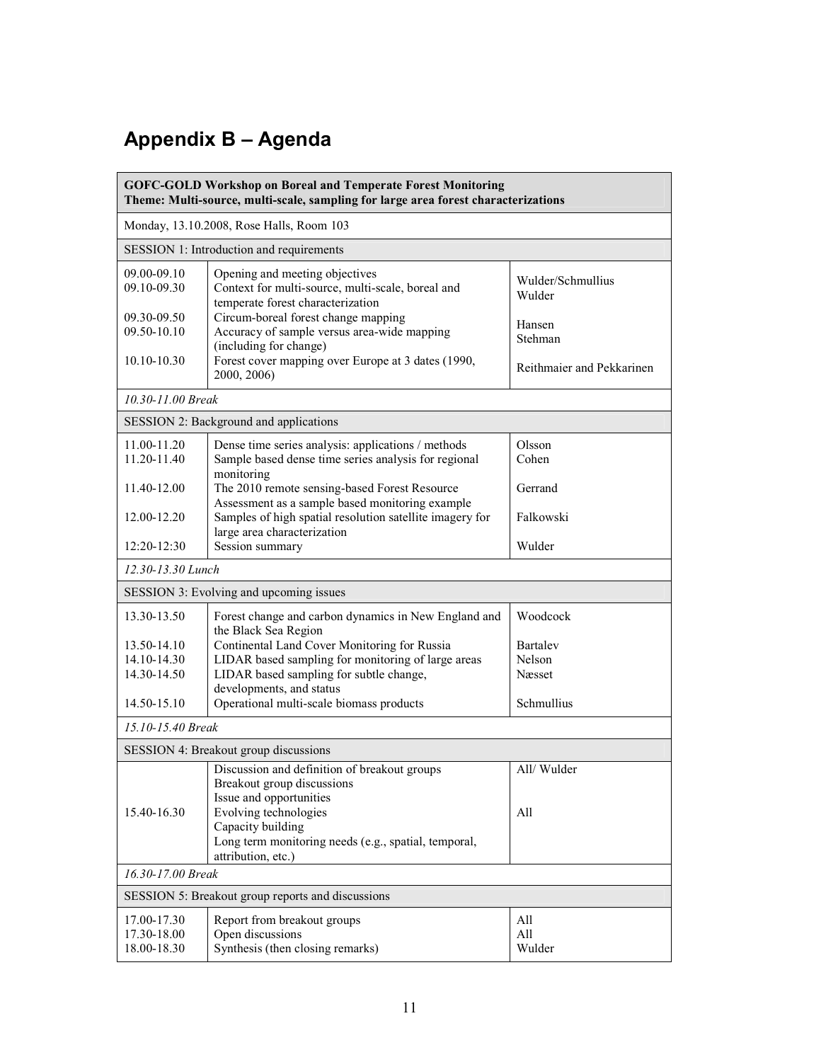# Appendix B – Agenda

| | | |
|---|---|---|
| **GOFC-GOLD Workshop on Boreal and Temperate Forest Monitoring**<br>**Theme: Multi-source, multi-scale, sampling for large area forest characterizations** | | |
| Monday, 13.10.2008, Rose Halls, Room 103 | | |
| SESSION 1: Introduction and requirements | | |
| 09.00-09.10 | Opening and meeting objectives | Wulder/Schmullius |
| 09.10-09.30 | Context for multi-source, multi-scale, boreal and temperate forest characterization | Wulder |
| 09.30-09.50 | Circum-boreal forest change mapping | Hansen |
| 09.50-10.10 | Accuracy of sample versus area-wide mapping (including for change) | Stehman |
| 10.10-10.30 | Forest cover mapping over Europe at 3 dates (1990, 2000, 2006) | Reithmaier and Pekkarinen |
| *10.30-11.00 Break* | | |
| SESSION 2: Background and applications | | |
| 11.00-11.20 | Dense time series analysis: applications / methods | Olsson |
| 11.20-11.40 | Sample based dense time series analysis for regional monitoring | Cohen |
| 11.40-12.00 | The 2010 remote sensing-based Forest Resource Assessment as a sample based monitoring example | Gerrand |
| 12.00-12.20 | Samples of high spatial resolution satellite imagery for large area characterization | Falkowski |
| 12:20-12:30 | Session summary | Wulder |
| *12.30-13.30 Lunch* | | |
| SESSION 3: Evolving and upcoming issues | | |
| 13.30-13.50 | Forest change and carbon dynamics in New England and the Black Sea Region | Woodcock |
| 13.50-14.10 | Continental Land Cover Monitoring for Russia | Bartalev |
| 14.10-14.30 | LIDAR based sampling for monitoring of large areas | Nelson |
| 14.30-14.50 | LIDAR based sampling for subtle change, developments, and status | Næsset |
| 14.50-15.10 | Operational multi-scale biomass products | Schmullius |
| *15.10-15.40 Break* | | |
| SESSION 4: Breakout group discussions | | |
| 15.40-16.30 | Discussion and definition of breakout groups<br>Breakout group discussions<br>Issue and opportunities<br>Evolving technologies<br>Capacity building<br>Long term monitoring needs (e.g., spatial, temporal, attribution, etc.) | All/ Wulder<br><br><br>All |
| *16.30-17.00 Break* | | |
| SESSION 5: Breakout group reports and discussions | | |
| 17.00-17.30 | Report from breakout groups | All |
| 17.30-18.00 | Open discussions | All |
| 18.00-18.30 | Synthesis (then closing remarks) | Wulder |